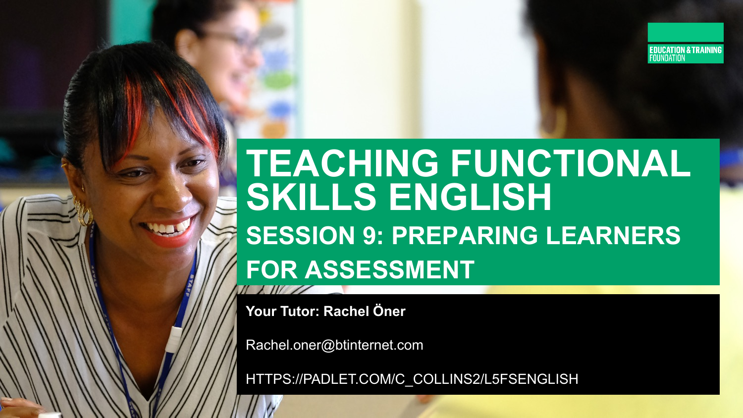EDUCATION & TRAINING FOUNDATION

# TEACHING FUNCTIONAL SKILLS ENGLISH

## SESSION 9: PREPARING LEARNERS FOR ASSESSMENT

**Your Tutor: Rachel Öner**

Rachel.oner@btinternet.com

HTTPS://PADLET.COM/C_COLLINS2/L5FSENGLISH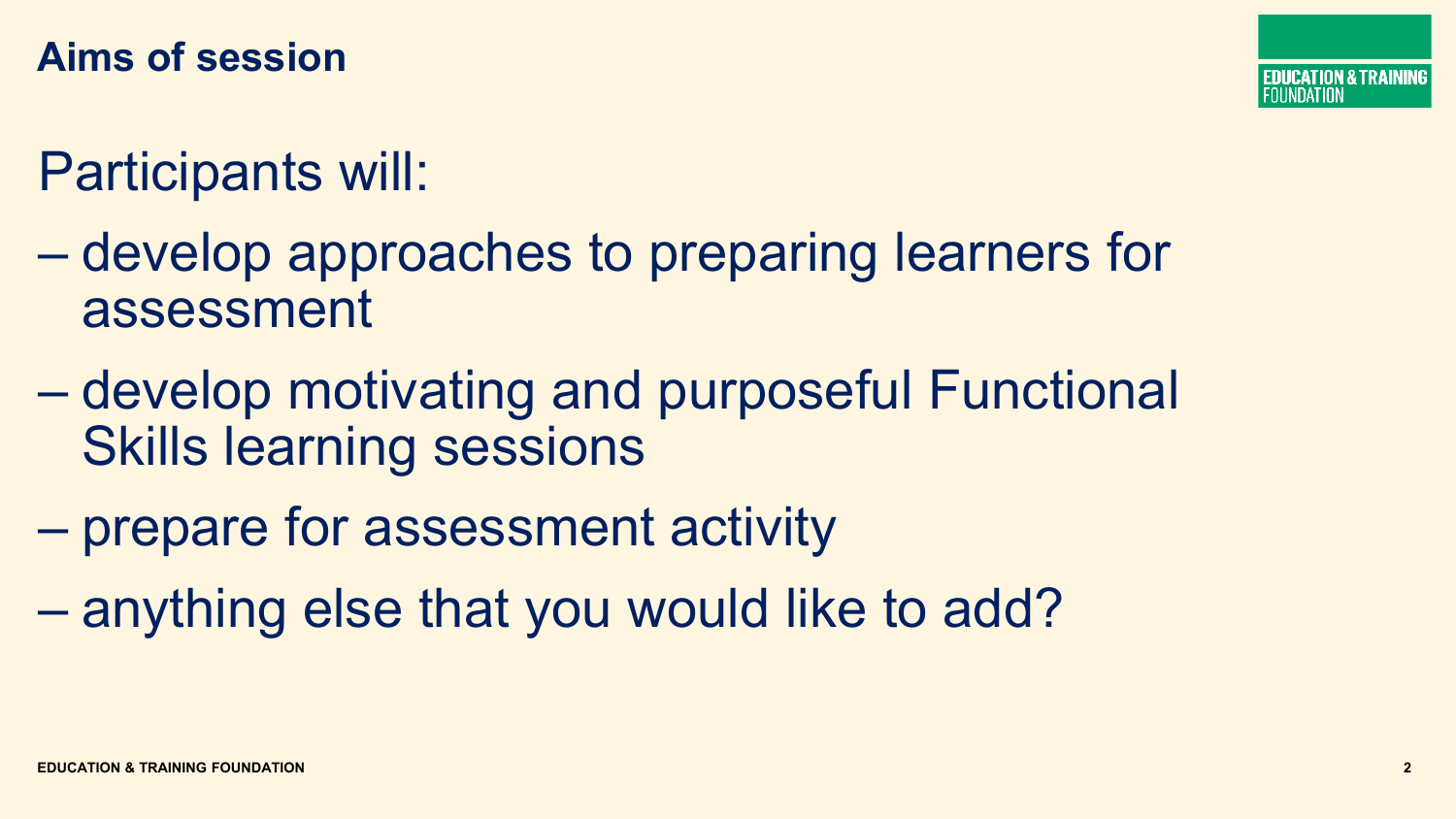## Aims of session

Participants will:

- develop approaches to preparing learners for assessment
- develop motivating and purposeful Functional Skills learning sessions
- prepare for assessment activity
- anything else that you would like to add?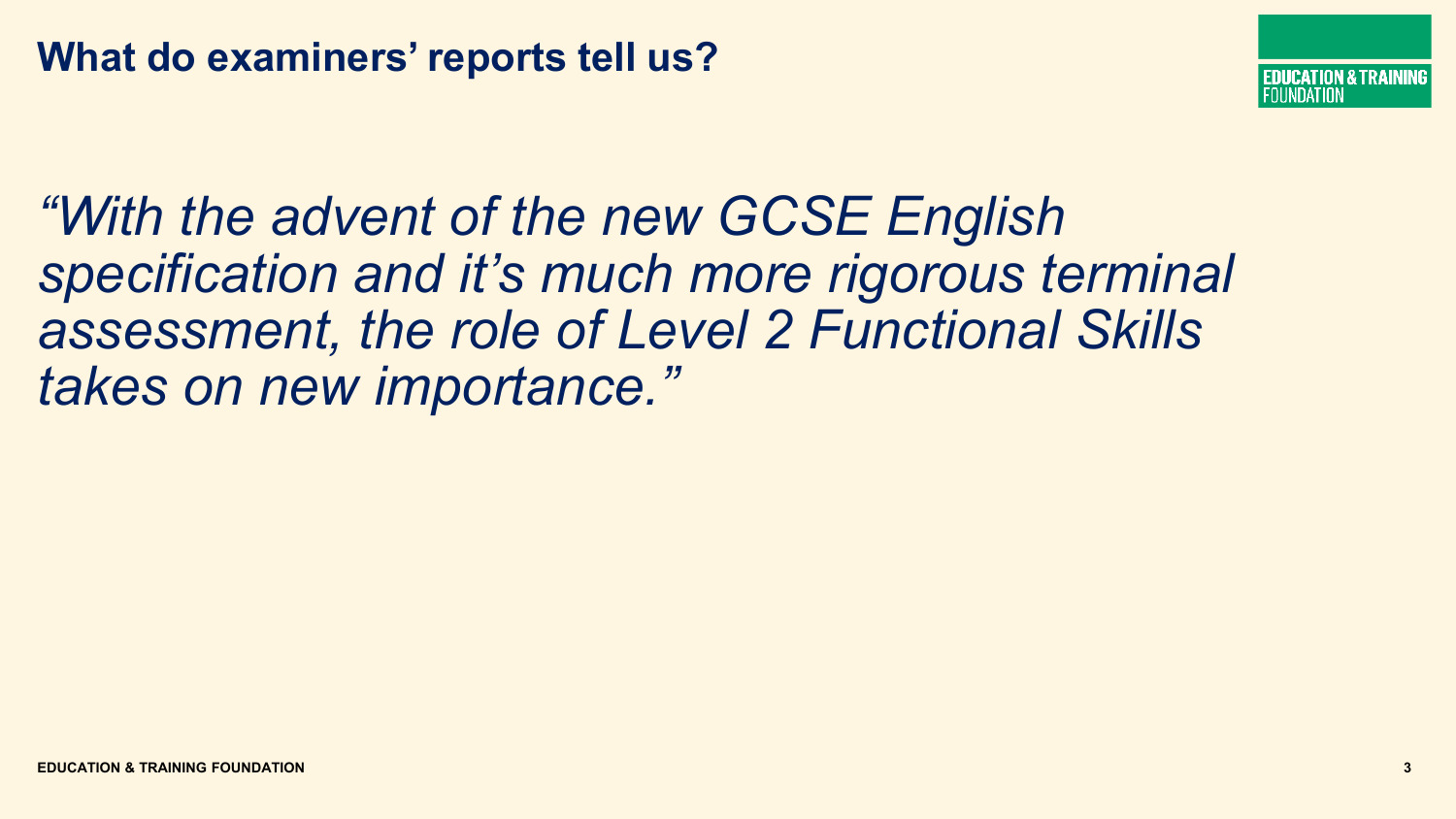## What do examiners' reports tell us?

*"With the advent of the new GCSE English specification and it's much more rigorous terminal assessment, the role of Level 2 Functional Skills takes on new importance."*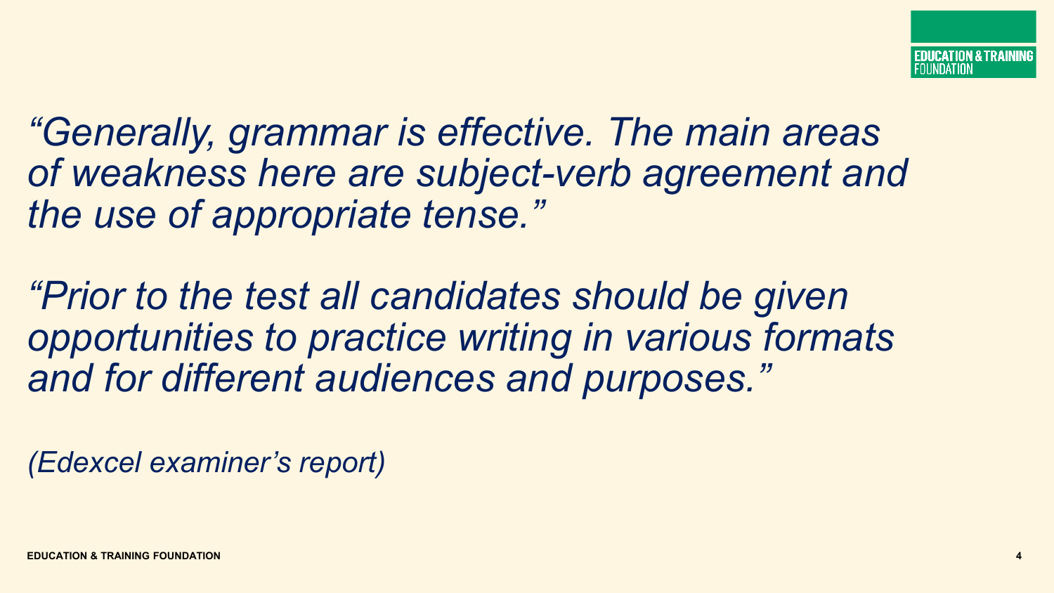*"Generally, grammar is effective. The main areas of weakness here are subject-verb agreement and the use of appropriate tense."*

*"Prior to the test all candidates should be given opportunities to practice writing in various formats and for different audiences and purposes."*

*(Edexcel examiner's report)*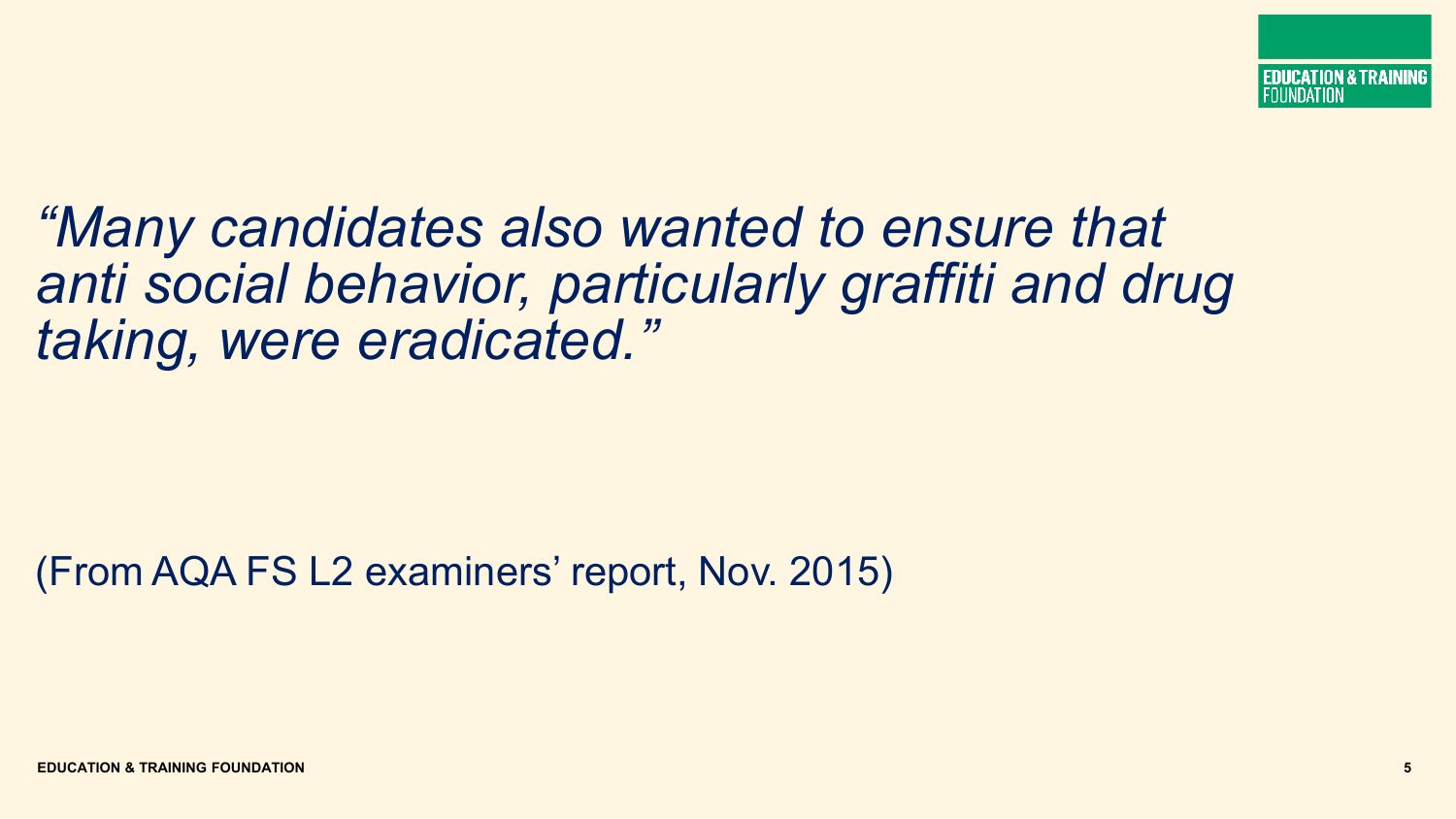*"Many candidates also wanted to ensure that anti social behavior, particularly graffiti and drug taking, were eradicated."*

(From AQA FS L2 examiners' report, Nov. 2015)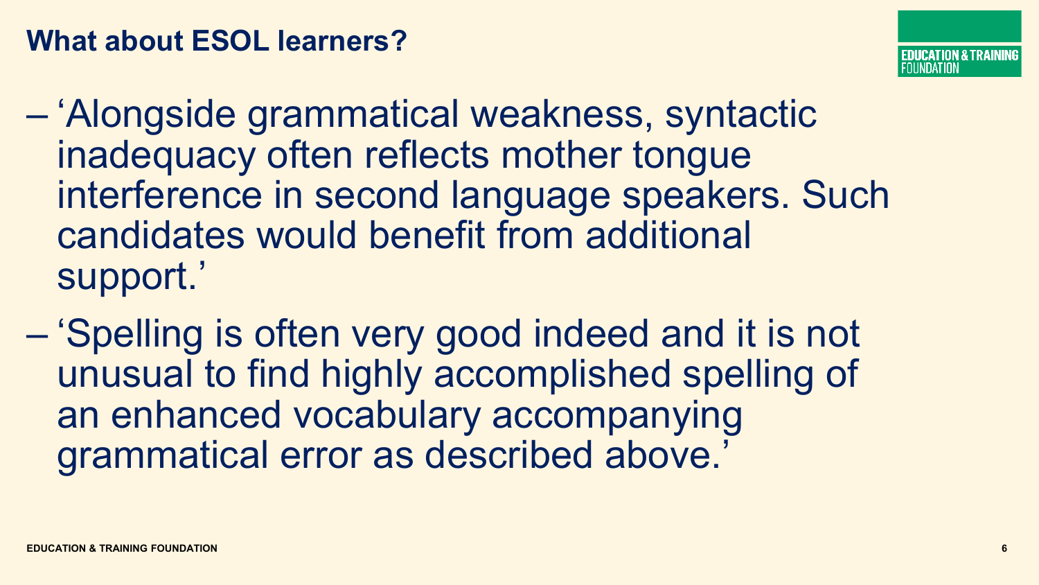## What about ESOL learners?

- ‘Alongside grammatical weakness, syntactic inadequacy often reflects mother tongue interference in second language speakers. Such candidates would benefit from additional support.’
- ‘Spelling is often very good indeed and it is not unusual to find highly accomplished spelling of an enhanced vocabulary accompanying grammatical error as described above.’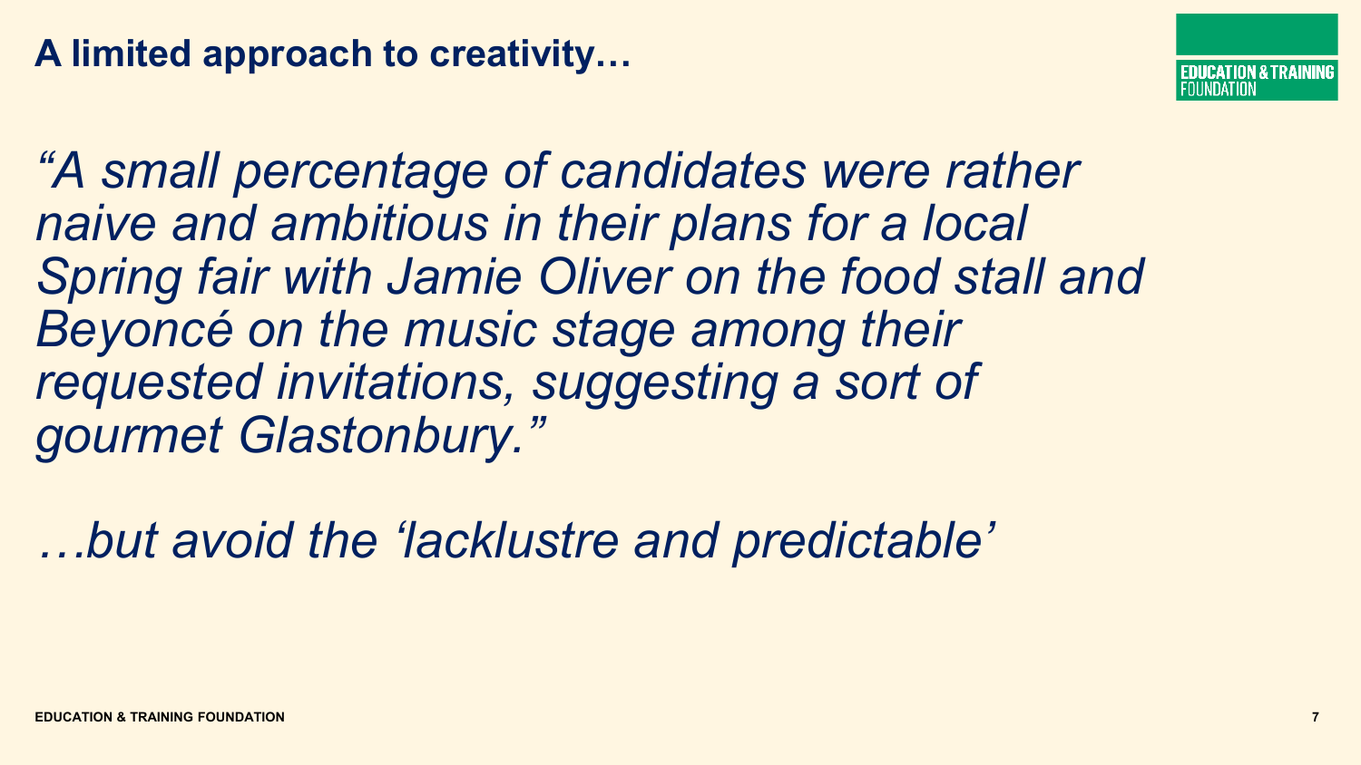# A limited approach to creativity…

*"A small percentage of candidates were rather naive and ambitious in their plans for a local Spring fair with Jamie Oliver on the food stall and Beyoncé on the music stage among their requested invitations, suggesting a sort of gourmet Glastonbury."*

*…but avoid the 'lacklustre and predictable'*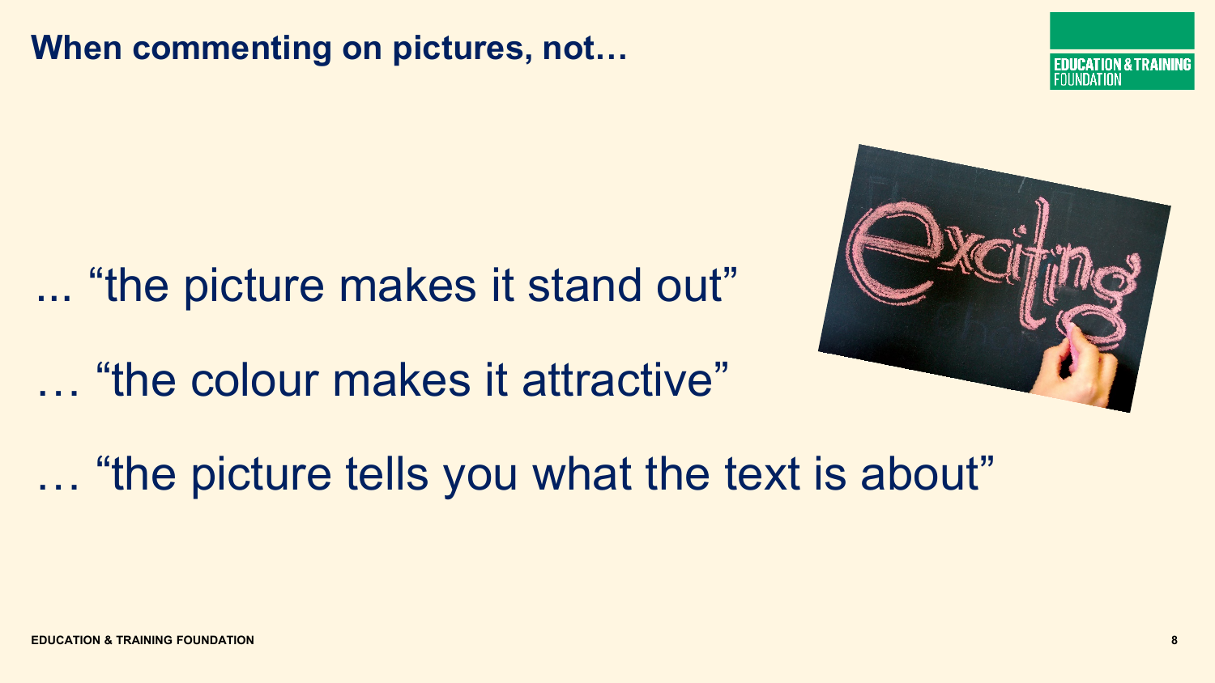# When commenting on pictures, not…

... "the picture makes it stand out"

… "the colour makes it attractive"

… "the picture tells you what the text is about"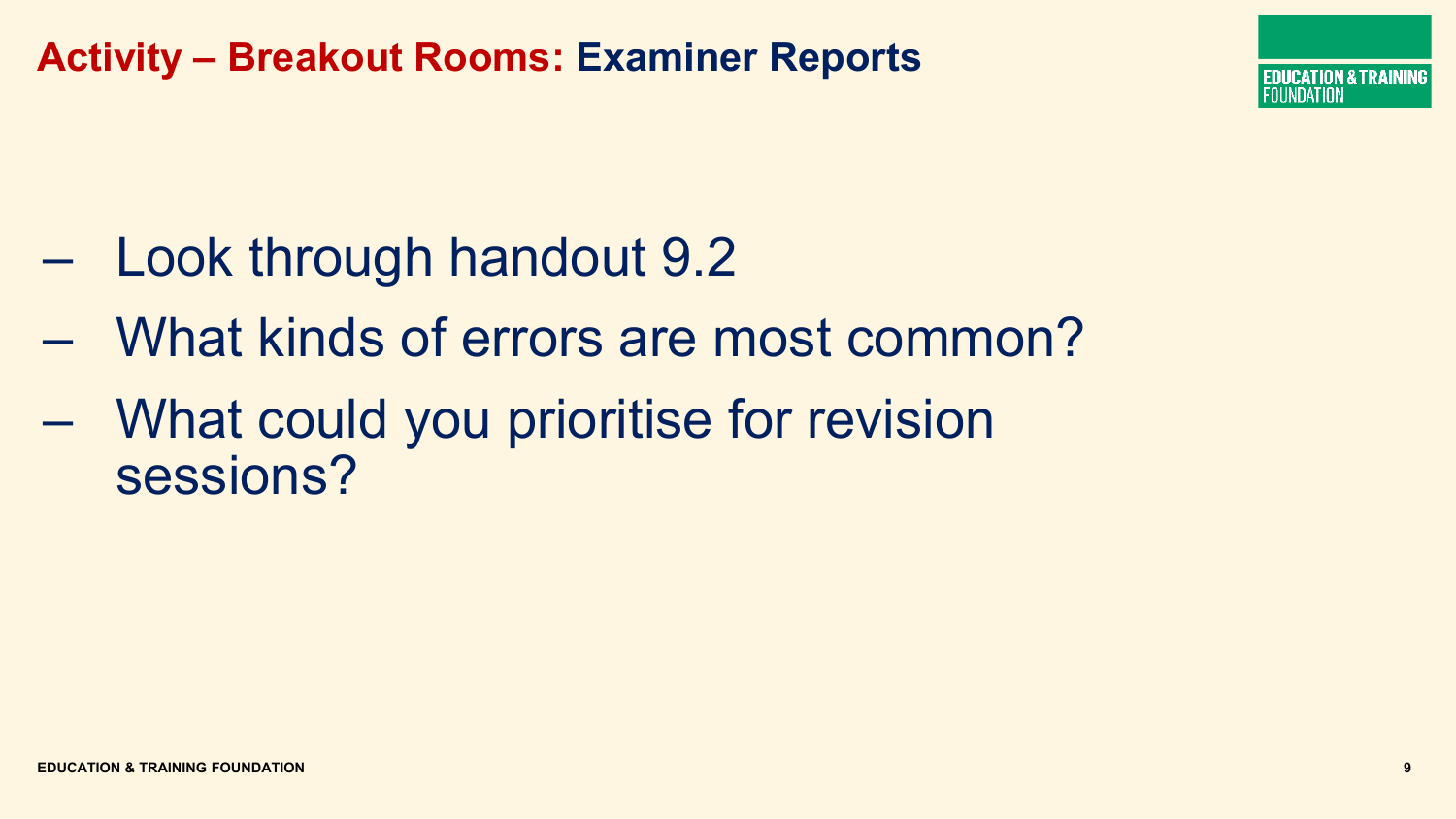# Activity – Breakout Rooms: Examiner Reports

- Look through handout 9.2
- What kinds of errors are most common?
- What could you prioritise for revision sessions?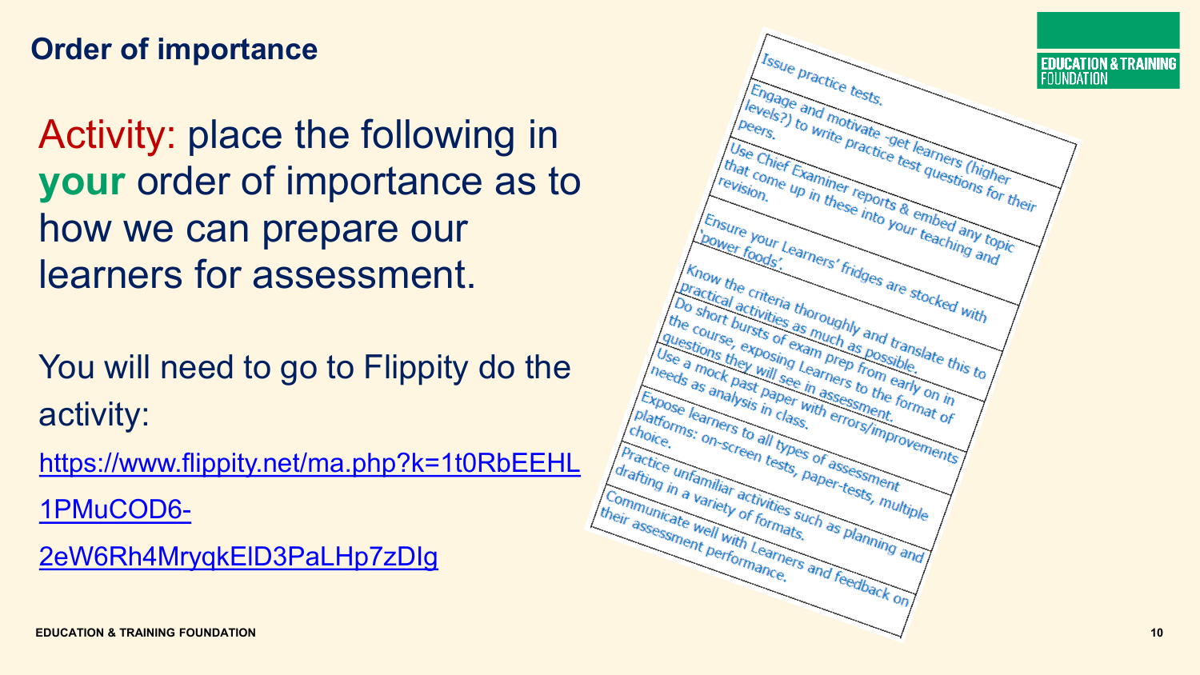## Order of importance

Activity: place the following in **your** order of importance as to how we can prepare our learners for assessment.

You will need to go to Flippity do the activity:

https://www.flippity.net/ma.php?k=1t0RbEEHL1PMuCOD6-2eW6Rh4MryqkElD3PaLHp7zDIg

| |
|---|
| Issue practice tests. |
| Engage and motivate -get learners (higher levels?) to write practice test questions for their peers. |
| Use Chief Examiner reports & embed any topic that come up in these into your teaching and revision. |
| Ensure your Learners' fridges are stocked with 'power foods'. |
| Know the criteria thoroughly and translate this to practical activities as much as possible. |
| Do short bursts of exam prep from early on in the course, exposing Learners to the format of questions they will see in assessment. |
| Use a mock past paper with errors/improvements needs as analysis in class. |
| Expose learners to all types of assessment platforms: on-screen tests, paper-tests, multiple choice. |
| Practice unfamiliar activities such as planning and drafting in a variety of formats. |
| Communicate well with Learners and feedback on their assessment performance. |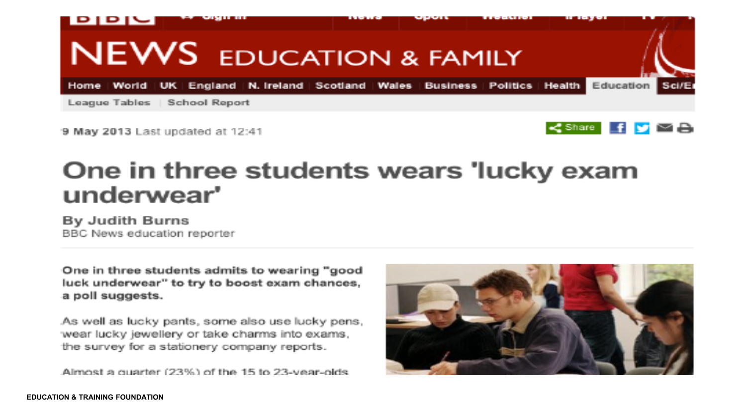BBC NEWS EDUCATION & FAMILY

Home | World | UK | England | N. Ireland | Scotland | Wales | Business | Politics | Health | Education | Sci/En

League Tables | School Report

9 May 2013 Last updated at 12:41

# One in three students wears 'lucky exam underwear'

**By Judith Burns**
BBC News education reporter

**One in three students admits to wearing "good luck underwear" to try to boost exam chances, a poll suggests.**

As well as lucky pants, some also use lucky pens, wear lucky jewellery or take charms into exams, the survey for a stationery company reports.

Almost a quarter (23%) of the 15 to 23-year-olds

EDUCATION & TRAINING FOUNDATION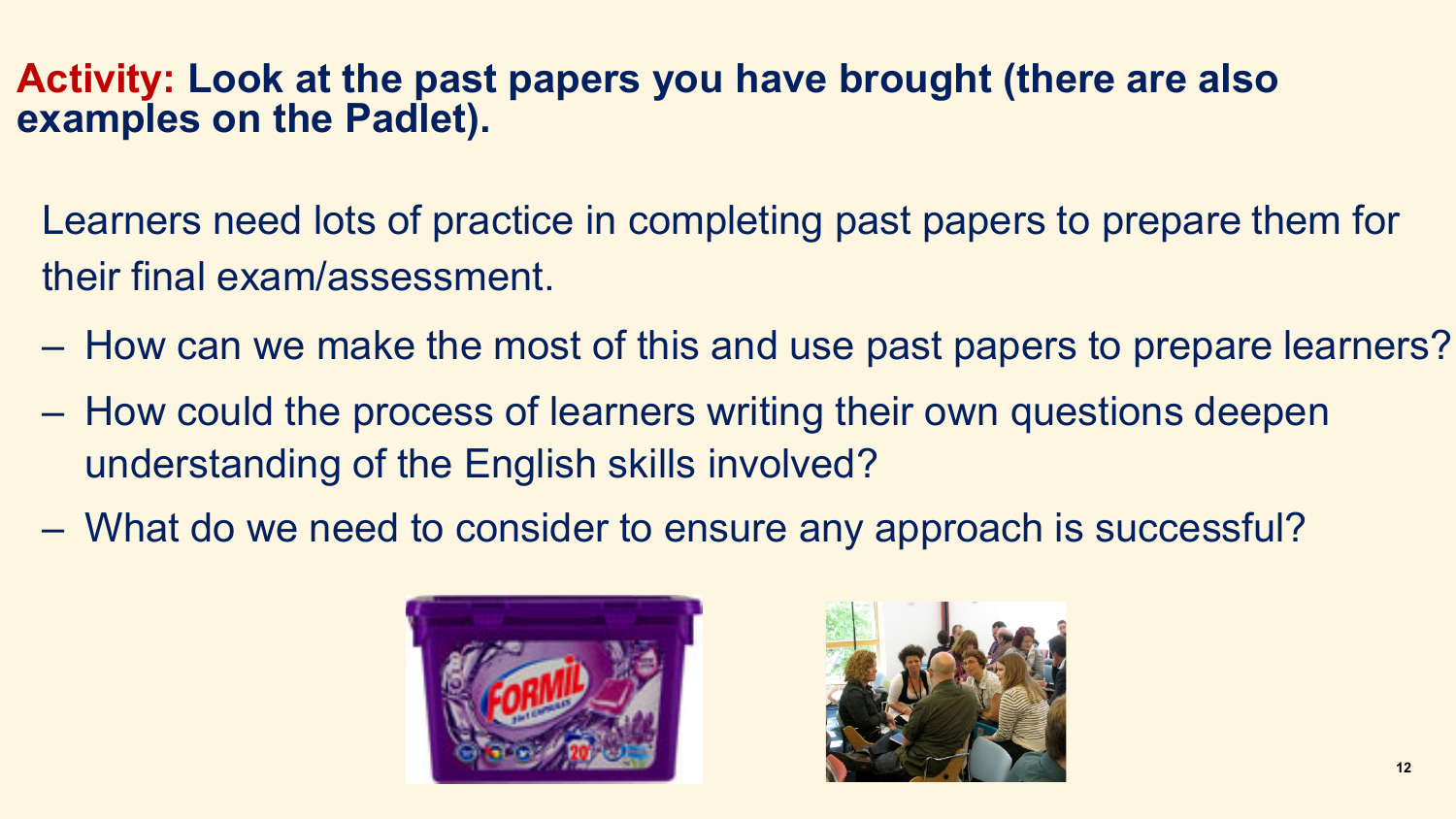**Activity:** **Look at the past papers you have brought (there are also examples on the Padlet).**

Learners need lots of practice in completing past papers to prepare them for their final exam/assessment.

- How can we make the most of this and use past papers to prepare learners?
- How could the process of learners writing their own questions deepen understanding of the English skills involved?
- What do we need to consider to ensure any approach is successful?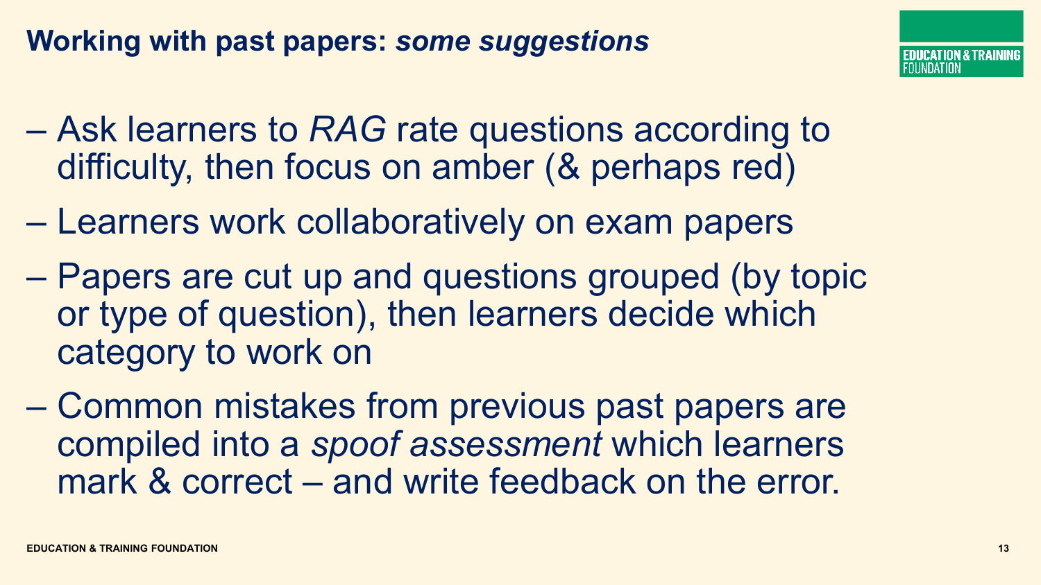## Working with past papers: *some suggestions*

- Ask learners to *RAG* rate questions according to difficulty, then focus on amber (& perhaps red)
- Learners work collaboratively on exam papers
- Papers are cut up and questions grouped (by topic or type of question), then learners decide which category to work on
- Common mistakes from previous past papers are compiled into a *spoof assessment* which learners mark & correct – and write feedback on the error.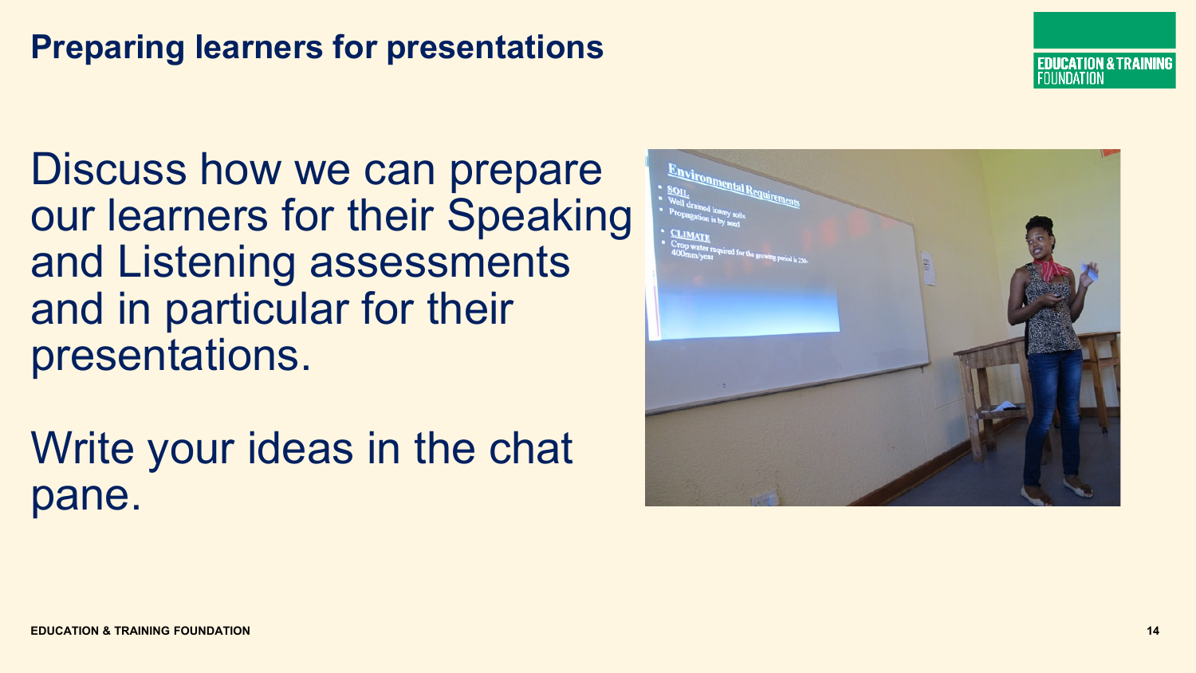# Preparing learners for presentations

Discuss how we can prepare our learners for their Speaking and Listening assessments and in particular for their presentations.

Write your ideas in the chat pane.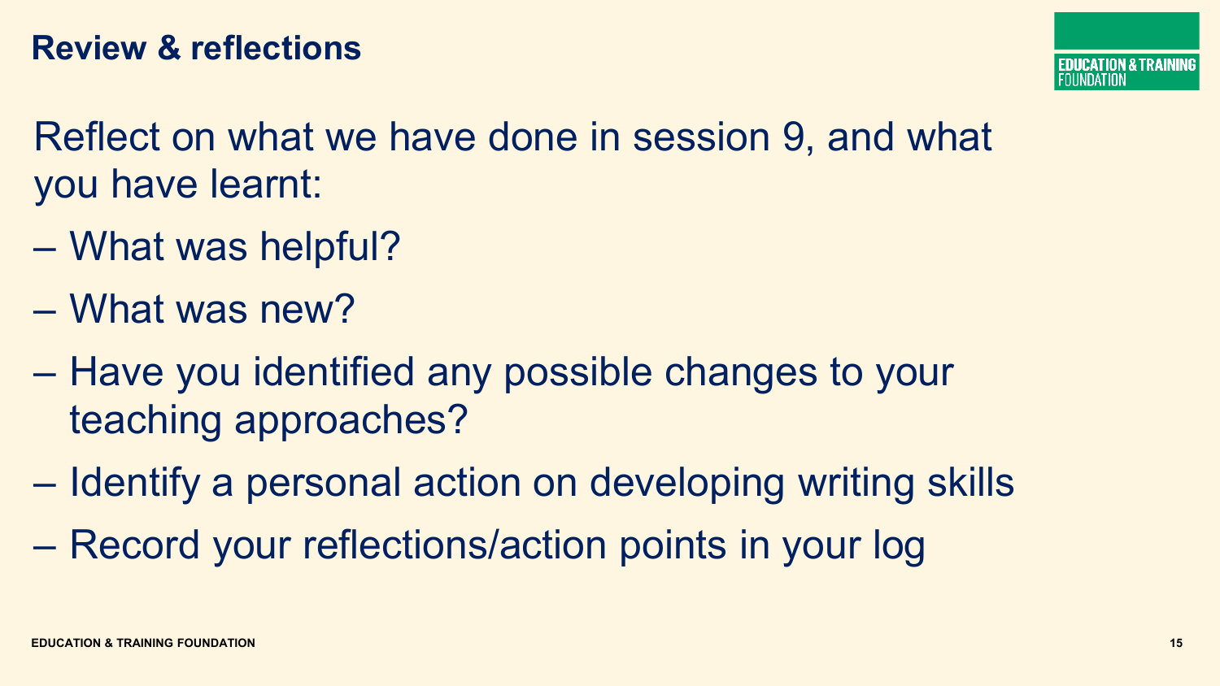# Review & reflections

Reflect on what we have done in session 9, and what you have learnt:

- What was helpful?
- What was new?
- Have you identified any possible changes to your teaching approaches?
- Identify a personal action on developing writing skills
- Record your reflections/action points in your log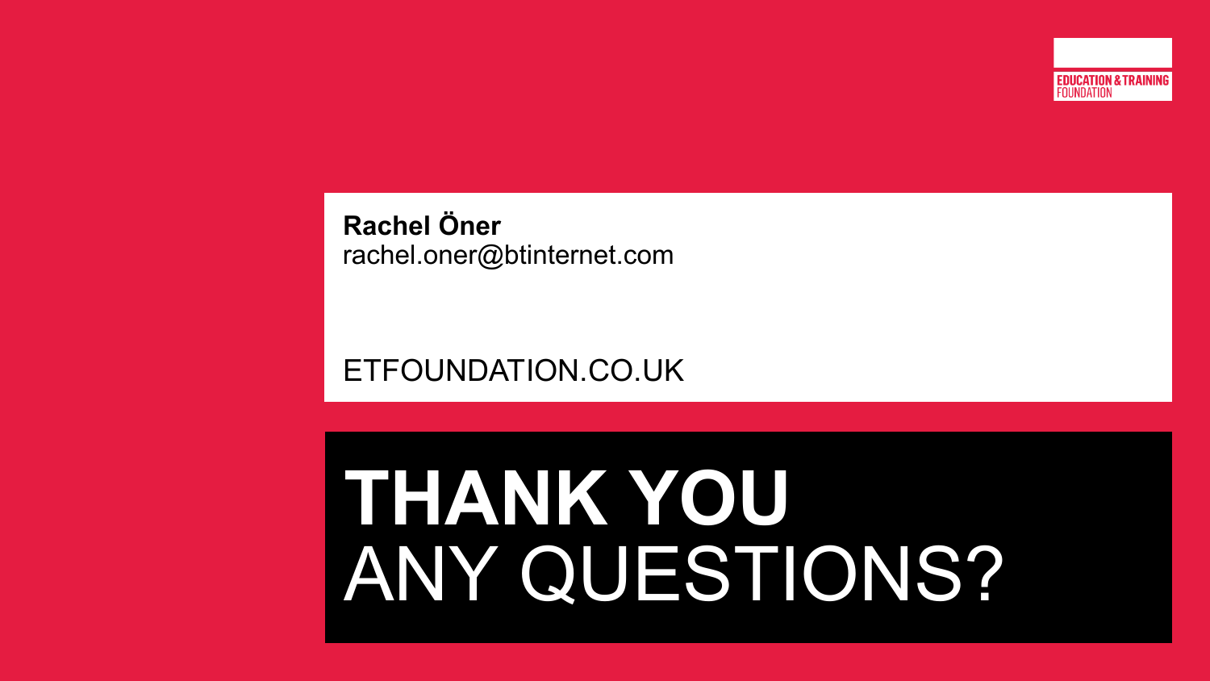EDUCATION & TRAINING FOUNDATION

**Rachel Öner**
rachel.oner@btinternet.com

ETFOUNDATION.CO.UK

# THANK YOU
ANY QUESTIONS?